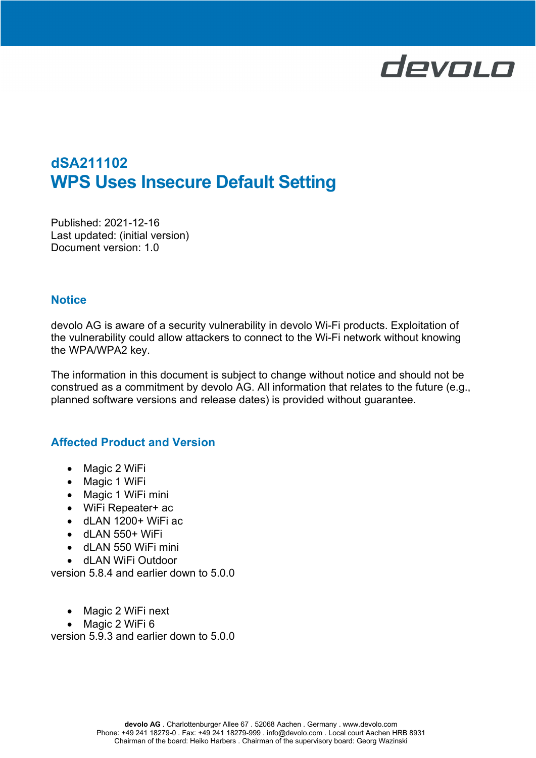# dSA211102
# WPS Uses Insecure Default Setting

Published: 2021-12-16
Last updated: (initial version)
Document version: 1.0

## Notice

devolo AG is aware of a security vulnerability in devolo Wi-Fi products. Exploitation of the vulnerability could allow attackers to connect to the Wi-Fi network without knowing the WPA/WPA2 key.

The information in this document is subject to change without notice and should not be construed as a commitment by devolo AG. All information that relates to the future (e.g., planned software versions and release dates) is provided without guarantee.

## Affected Product and Version

- Magic 2 WiFi
- Magic 1 WiFi
- Magic 1 WiFi mini
- WiFi Repeater+ ac
- dLAN 1200+ WiFi ac
- dLAN 550+ WiFi
- dLAN 550 WiFi mini
- dLAN WiFi Outdoor

version 5.8.4 and earlier down to 5.0.0

- Magic 2 WiFi next
- Magic 2 WiFi 6

version 5.9.3 and earlier down to 5.0.0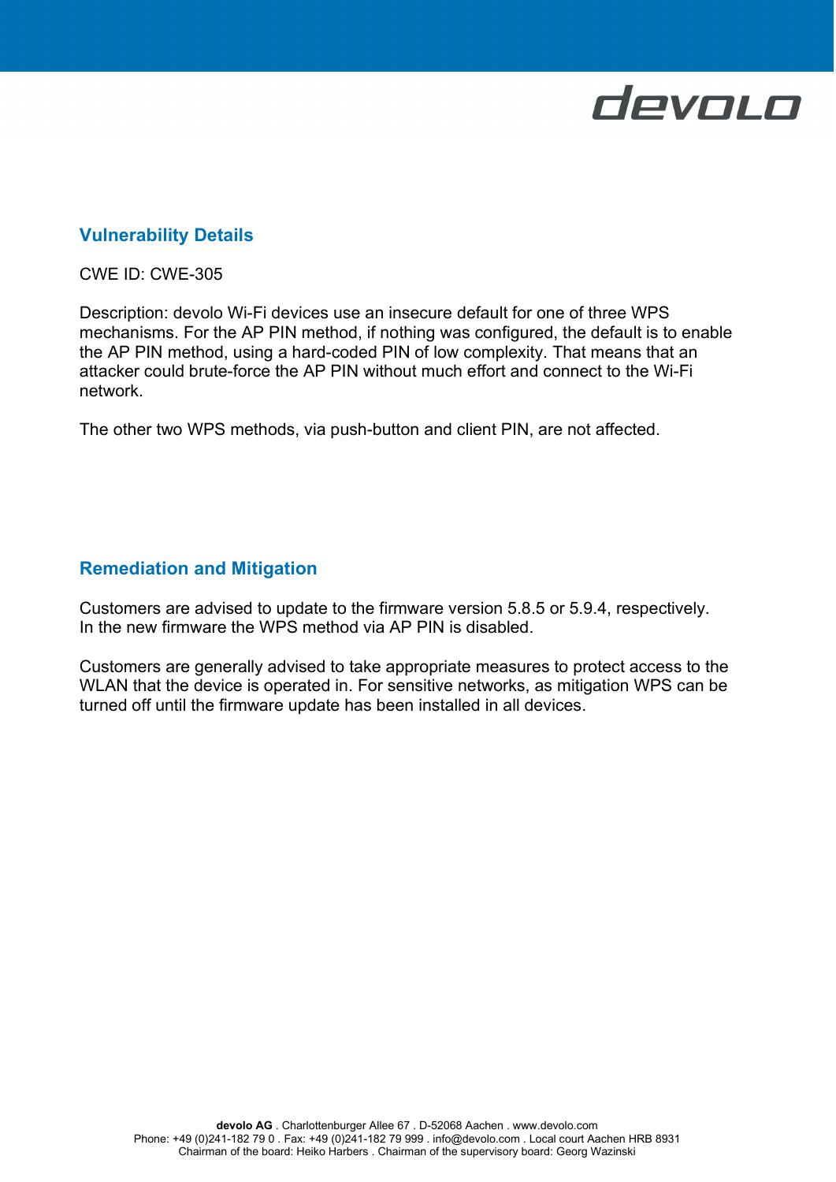## Vulnerability Details

CWE ID: CWE-305

Description: devolo Wi-Fi devices use an insecure default for one of three WPS mechanisms. For the AP PIN method, if nothing was configured, the default is to enable the AP PIN method, using a hard-coded PIN of low complexity. That means that an attacker could brute-force the AP PIN without much effort and connect to the Wi-Fi network.

The other two WPS methods, via push-button and client PIN, are not affected.

## Remediation and Mitigation

Customers are advised to update to the firmware version 5.8.5 or 5.9.4, respectively. In the new firmware the WPS method via AP PIN is disabled.

Customers are generally advised to take appropriate measures to protect access to the WLAN that the device is operated in. For sensitive networks, as mitigation WPS can be turned off until the firmware update has been installed in all devices.